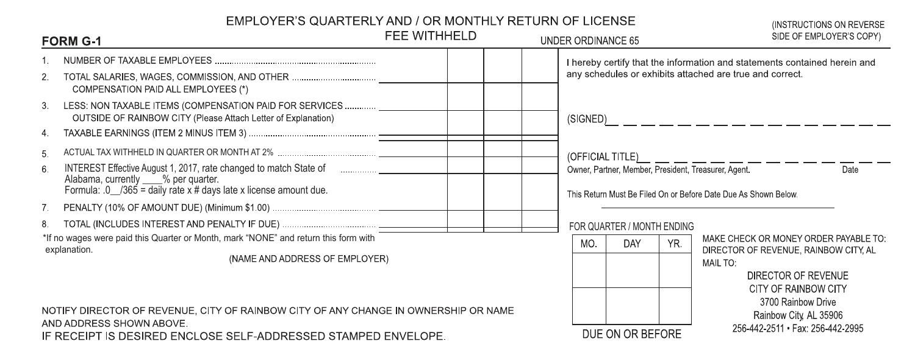# EMPLOYER'S QUARTERLY AND / OR MONTHLY RETURN OF LICENSE FEE WITHHELD

**FORM G-1** — UNDER ORDINANCE 65 — (INSTRUCTIONS ON REVERSE SIDE OF EMPLOYER'S COPY)

| | | | | |
|---|---|---|---|---|
| 1. | NUMBER OF TAXABLE EMPLOYEES | | | |
| 2. | TOTAL SALARIES, WAGES, COMMISSION, AND OTHER COMPENSATION PAID ALL EMPLOYEES (*) | | | |
| 3. | LESS: NON TAXABLE ITEMS (COMPENSATION PAID FOR SERVICES OUTSIDE OF RAINBOW CITY (Please Attach Letter of Explanation) | | | |
| 4. | TAXABLE EARNINGS (ITEM 2 MINUS ITEM 3) | | | |
| 5. | ACTUAL TAX WITHHELD IN QUARTER OR MONTH AT 2% | | | |
| 6. | INTEREST Effective August 1, 2017, rate changed to match State of Alabama, currently ____% per quarter. Formula: .0__/365 = daily rate x # days late x license amount due. | | | |
| 7. | PENALTY (10% OF AMOUNT DUE) (Minimum $1.00) | | | |
| 8. | TOTAL (INCLUDES INTEREST AND PENALTY IF DUE) | | | |

*If no wages were paid this Quarter or Month, mark "NONE" and return this form with explanation.

(NAME AND ADDRESS OF EMPLOYER)

NOTIFY DIRECTOR OF REVENUE, CITY OF RAINBOW CITY OF ANY CHANGE IN OWNERSHIP OR NAME AND ADDRESS SHOWN ABOVE.

IF RECEIPT IS DESIRED ENCLOSE SELF-ADDRESSED STAMPED ENVELOPE.

I hereby certify that the information and statements contained herein and any schedules or exhibits attached are true and correct.

(SIGNED) ______________________________

(OFFICIAL TITLE) ______________________________ Date ________

Owner, Partner, Member, President, Treasurer, Agent.

This Return Must Be Filed On or Before Date Due As Shown Below.

FOR QUARTER / MONTH ENDING

| MO. | DAY | YR. |
|---|---|---|
| | | |
| | | |

DUE ON OR BEFORE

MAKE CHECK OR MONEY ORDER PAYABLE TO: DIRECTOR OF REVENUE, RAINBOW CITY, AL

MAIL TO:

DIRECTOR OF REVENUE
CITY OF RAINBOW CITY
3700 Rainbow Drive
Rainbow City, AL 35906
256-442-2511 • Fax: 256-442-2995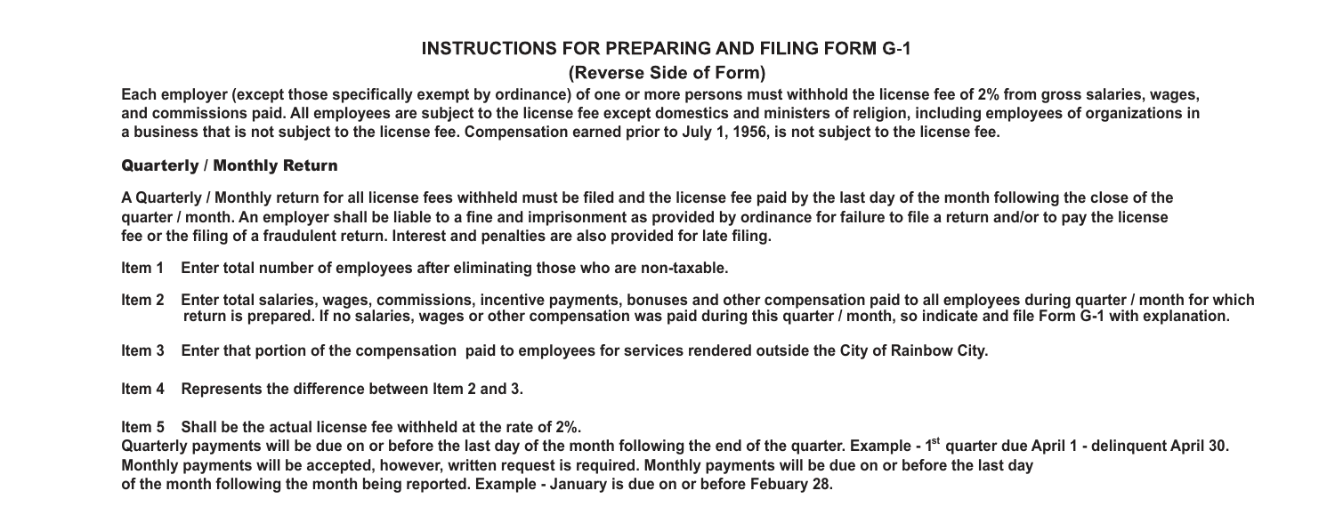## INSTRUCTIONS FOR PREPARING AND FILING FORM G-1

### (Reverse Side of Form)

**Each employer (except those specifically exempt by ordinance) of one or more persons must withhold the license fee of 2% from gross salaries, wages, and commissions paid. All employees are subject to the license fee except domestics and ministers of religion, including employees of organizations in a business that is not subject to the license fee. Compensation earned prior to July 1, 1956, is not subject to the license fee.**

### Quarterly / Monthly Return

**A Quarterly / Monthly return for all license fees withheld must be filed and the license fee paid by the last day of the month following the close of the quarter / month. An employer shall be liable to a fine and imprisonment as provided by ordinance for failure to file a return and/or to pay the license fee or the filing of a fraudulent return. Interest and penalties are also provided for late filing.**

**Item 1** Enter total number of employees after eliminating those who are non-taxable.

**Item 2** Enter total salaries, wages, commissions, incentive payments, bonuses and other compensation paid to all employees during quarter / month for which return is prepared. If no salaries, wages or other compensation was paid during this quarter / month, so indicate and file Form G-1 with explanation.

**Item 3** Enter that portion of the compensation paid to employees for services rendered outside the City of Rainbow City.

**Item 4** Represents the difference between Item 2 and 3.

**Item 5** Shall be the actual license fee withheld at the rate of 2%.

**Quarterly payments will be due on or before the last day of the month following the end of the quarter. Example - 1st quarter due April 1 - delinquent April 30. Monthly payments will be accepted, however, written request is required. Monthly payments will be due on or before the last day of the month following the month being reported. Example - January is due on or before Febuary 28.**